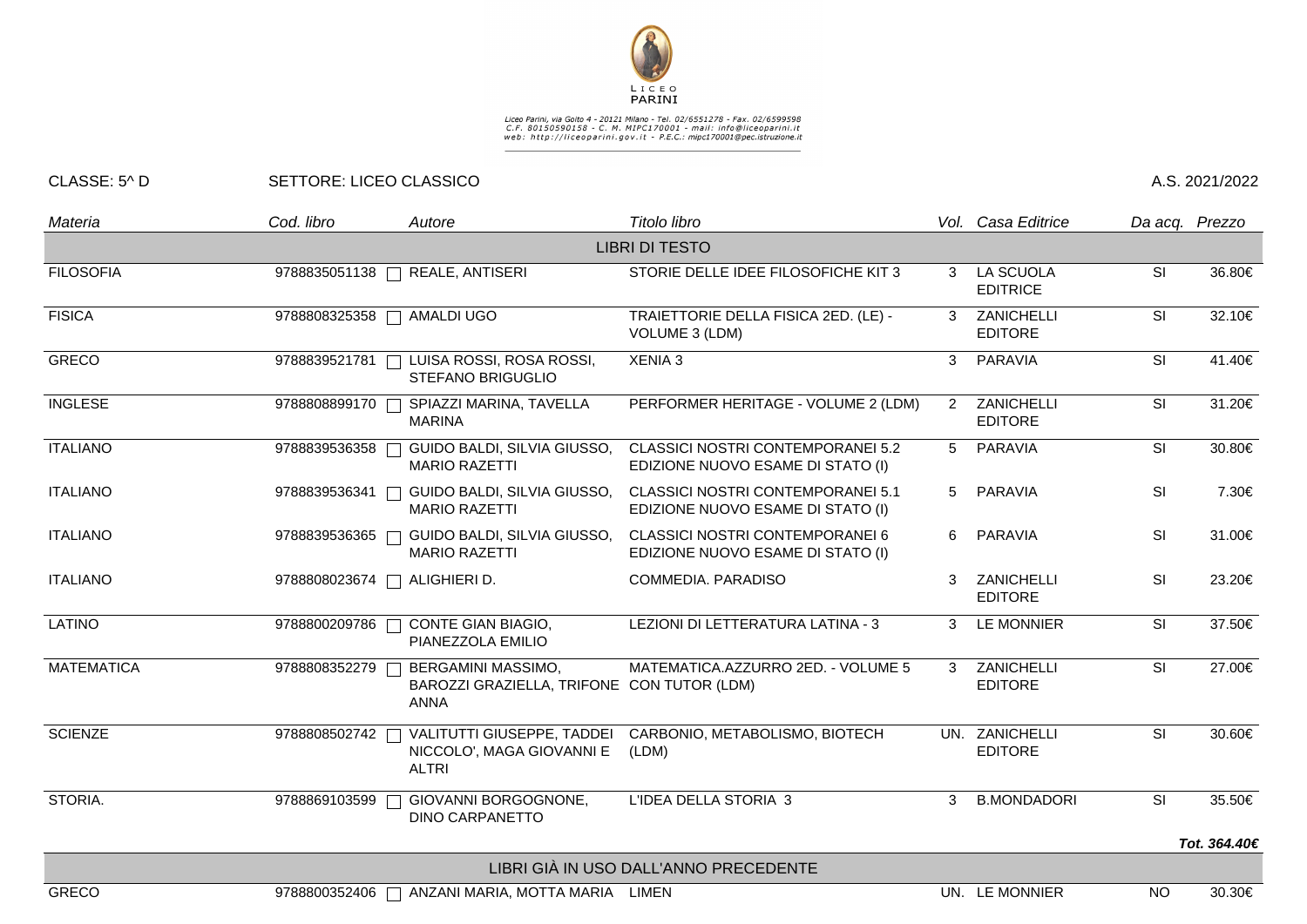LICEO PARINI

Liceo Parini, via Goito 4 - 20121 Milano - Tel. 02/6551278 - Fax. 02/6599598
C.F. 80150590158 - C. M. MIPC170001 - mail: info@liceoparini.it
web: http://liceoparini.gov.it - P.E.C.: mipc170001@pec.istruzione.it

CLASSE: 5^ D SETTORE: LICEO CLASSICO A.S. 2021/2022

| *Materia* | *Cod. libro* | *Autore* | *Titolo libro* | *Vol.* | *Casa Editrice* | *Da acq.* | *Prezzo* |
|---|---|---|---|---|---|---|---|
| LIBRI DI TESTO | | | | | | | |
| FILOSOFIA | 9788835051138 | REALE, ANTISERI | STORIE DELLE IDEE FILOSOFICHE KIT 3 | 3 | LA SCUOLA EDITRICE | SI | 36.80€ |
| FISICA | 9788808325358 | AMALDI UGO | TRAIETTORIE DELLA FISICA 2ED. (LE) - VOLUME 3 (LDM) | 3 | ZANICHELLI EDITORE | SI | 32.10€ |
| GRECO | 9788839521781 | LUISA ROSSI, ROSA ROSSI, STEFANO BRIGUGLIO | XENIA 3 | 3 | PARAVIA | SI | 41.40€ |
| INGLESE | 9788808899170 | SPIAZZI MARINA, TAVELLA MARINA | PERFORMER HERITAGE - VOLUME 2 (LDM) | 2 | ZANICHELLI EDITORE | SI | 31.20€ |
| ITALIANO | 9788839536358 | GUIDO BALDI, SILVIA GIUSSO, MARIO RAZETTI | CLASSICI NOSTRI CONTEMPORANEI 5.2 EDIZIONE NUOVO ESAME DI STATO (I) | 5 | PARAVIA | SI | 30.80€ |
| ITALIANO | 9788839536341 | GUIDO BALDI, SILVIA GIUSSO, MARIO RAZETTI | CLASSICI NOSTRI CONTEMPORANEI 5.1 EDIZIONE NUOVO ESAME DI STATO (I) | 5 | PARAVIA | SI | 7.30€ |
| ITALIANO | 9788839536365 | GUIDO BALDI, SILVIA GIUSSO, MARIO RAZETTI | CLASSICI NOSTRI CONTEMPORANEI 6 EDIZIONE NUOVO ESAME DI STATO (I) | 6 | PARAVIA | SI | 31.00€ |
| ITALIANO | 9788808023674 | ALIGHIERI D. | COMMEDIA. PARADISO | 3 | ZANICHELLI EDITORE | SI | 23.20€ |
| LATINO | 9788800209786 | CONTE GIAN BIAGIO, PIANEZZOLA EMILIO | LEZIONI DI LETTERATURA LATINA - 3 | 3 | LE MONNIER | SI | 37.50€ |
| MATEMATICA | 9788808352279 | BERGAMINI MASSIMO, BAROZZI GRAZIELLA, TRIFONE ANNA | MATEMATICA.AZZURRO 2ED. - VOLUME 5 CON TUTOR (LDM) | 3 | ZANICHELLI EDITORE | SI | 27.00€ |
| SCIENZE | 9788808502742 | VALITUTTI GIUSEPPE, TADDEI NICCOLO', MAGA GIOVANNI E ALTRI | CARBONIO, METABOLISMO, BIOTECH (LDM) | UN. | ZANICHELLI EDITORE | SI | 30.60€ |
| STORIA. | 9788869103599 | GIOVANNI BORGOGNONE, DINO CARPANETTO | L'IDEA DELLA STORIA 3 | 3 | B.MONDADORI | SI | 35.50€ |
| | | | | | | | ***Tot. 364.40€*** |
| LIBRI GIÀ IN USO DALL'ANNO PRECEDENTE | | | | | | | |
| GRECO | 9788800352406 | ANZANI MARIA, MOTTA MARIA | LIMEN | UN. | LE MONNIER | NO | 30.30€ |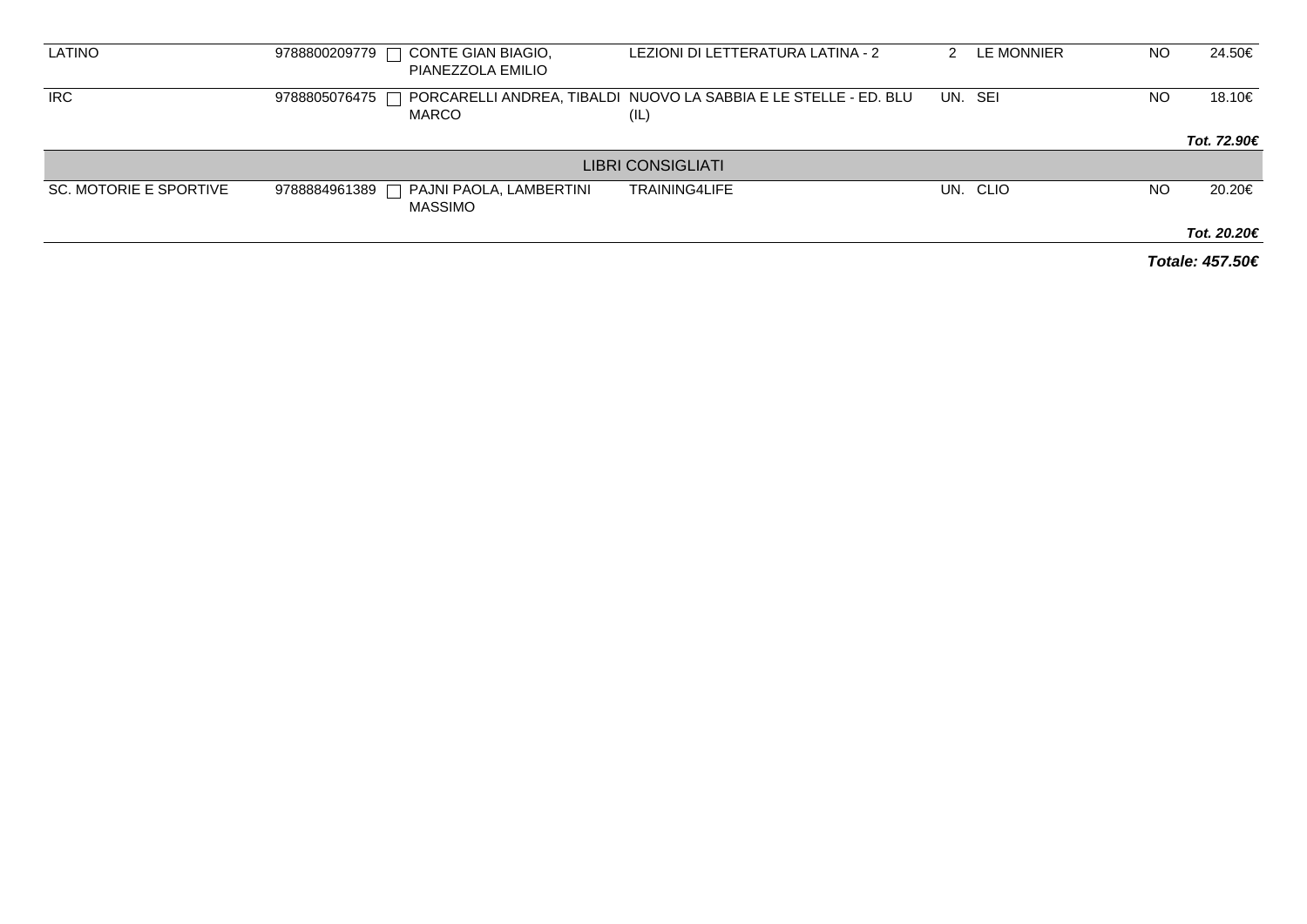| | | | | | | | | |
|---|---|---|---|---|---|---|---|---|
| LATINO | 9788800209779 | ☐ | CONTE GIAN BIAGIO, PIANEZZOLA EMILIO | LEZIONI DI LETTERATURA LATINA - 2 | 2 | LE MONNIER | NO | 24.50€ |
| IRC | 9788805076475 | ☐ | PORCARELLI ANDREA, TIBALDI MARCO | NUOVO LA SABBIA E LE STELLE - ED. BLU (IL) | UN. | SEI | NO | 18.10€ |
| | | | | | | | | ***Tot. 72.90€*** |
| | | | | LIBRI CONSIGLIATI | | | | |
| SC. MOTORIE E SPORTIVE | 9788884961389 | ☐ | PAJNI PAOLA, LAMBERTINI MASSIMO | TRAINING4LIFE | UN. | CLIO | NO | 20.20€ |
| | | | | | | | | ***Tot. 20.20€*** |

***Totale: 457.50€***